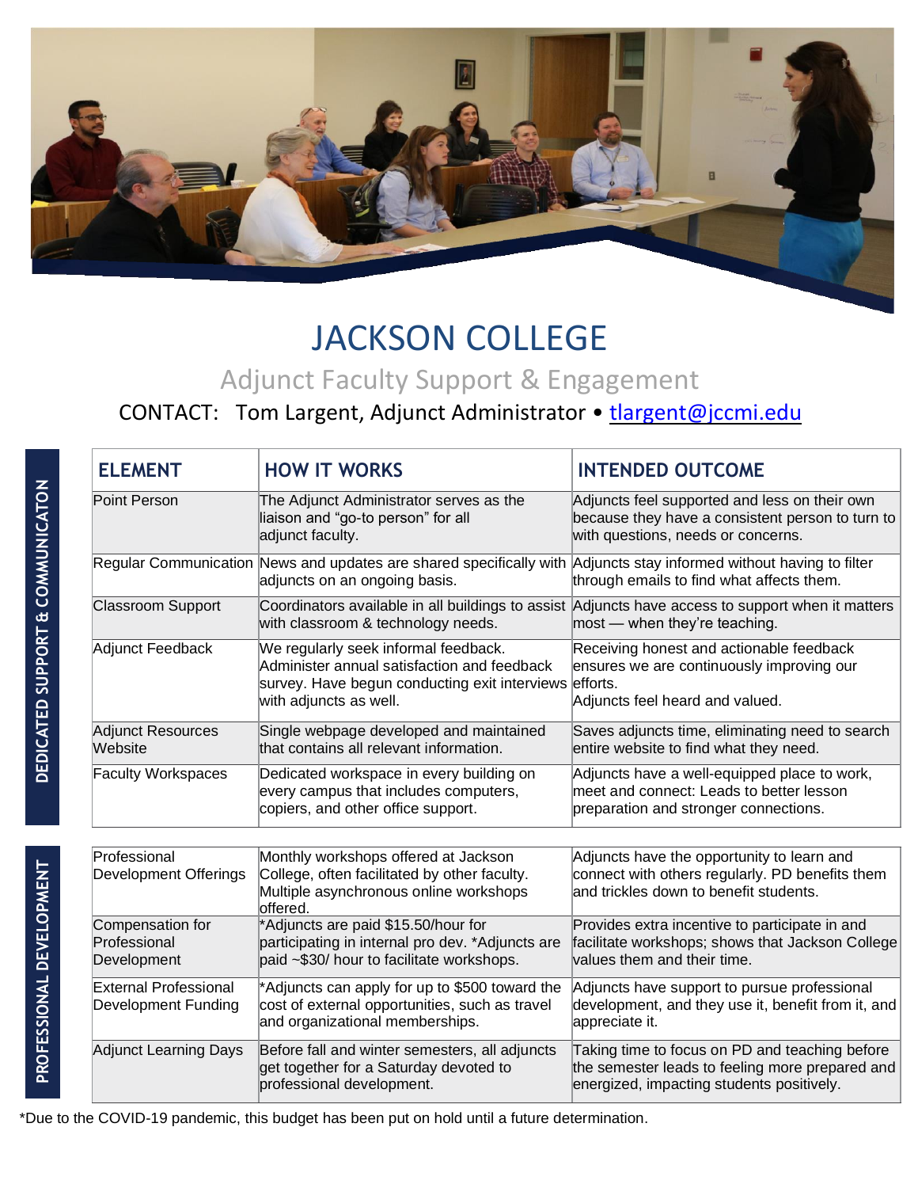# JACKSON COLLEGE

## Adjunct Faculty Support & Engagement

CONTACT: Tom Largent, Adjunct Administrator • tlargent@jccmi.edu

**DEDICATED SUPPORT & COMMUNICATON**

| ELEMENT | HOW IT WORKS | INTENDED OUTCOME |
|---|---|---|
| Point Person | The Adjunct Administrator serves as the liaison and "go-to person" for all adjunct faculty. | Adjuncts feel supported and less on their own because they have a consistent person to turn to with questions, needs or concerns. |
| Regular Communication | News and updates are shared specifically with adjuncts on an ongoing basis. | Adjuncts stay informed without having to filter through emails to find what affects them. |
| Classroom Support | Coordinators available in all buildings to assist with classroom & technology needs. | Adjuncts have access to support when it matters most — when they're teaching. |
| Adjunct Feedback | We regularly seek informal feedback. Administer annual satisfaction and feedback survey. Have begun conducting exit interviews with adjuncts as well. | Receiving honest and actionable feedback ensures we are continuously improving our efforts. Adjuncts feel heard and valued. |
| Adjunct Resources Website | Single webpage developed and maintained that contains all relevant information. | Saves adjuncts time, eliminating need to search entire website to find what they need. |
| Faculty Workspaces | Dedicated workspace in every building on every campus that includes computers, copiers, and other office support. | Adjuncts have a well-equipped place to work, meet and connect: Leads to better lesson preparation and stronger connections. |

**PROFESSIONAL DEVELOPMENT**

| ELEMENT | HOW IT WORKS | INTENDED OUTCOME |
|---|---|---|
| Professional Development Offerings | Monthly workshops offered at Jackson College, often facilitated by other faculty. Multiple asynchronous online workshops offered. | Adjuncts have the opportunity to learn and connect with others regularly. PD benefits them and trickles down to benefit students. |
| Compensation for Professional Development | *Adjuncts are paid $15.50/hour for participating in internal pro dev. *Adjuncts are paid ~$30/ hour to facilitate workshops. | Provides extra incentive to participate in and facilitate workshops; shows that Jackson College values them and their time. |
| External Professional Development Funding | *Adjuncts can apply for up to $500 toward the cost of external opportunities, such as travel and organizational memberships. | Adjuncts have support to pursue professional development, and they use it, benefit from it, and appreciate it. |
| Adjunct Learning Days | Before fall and winter semesters, all adjuncts get together for a Saturday devoted to professional development. | Taking time to focus on PD and teaching before the semester leads to feeling more prepared and energized, impacting students positively. |

*Due to the COVID-19 pandemic, this budget has been put on hold until a future determination.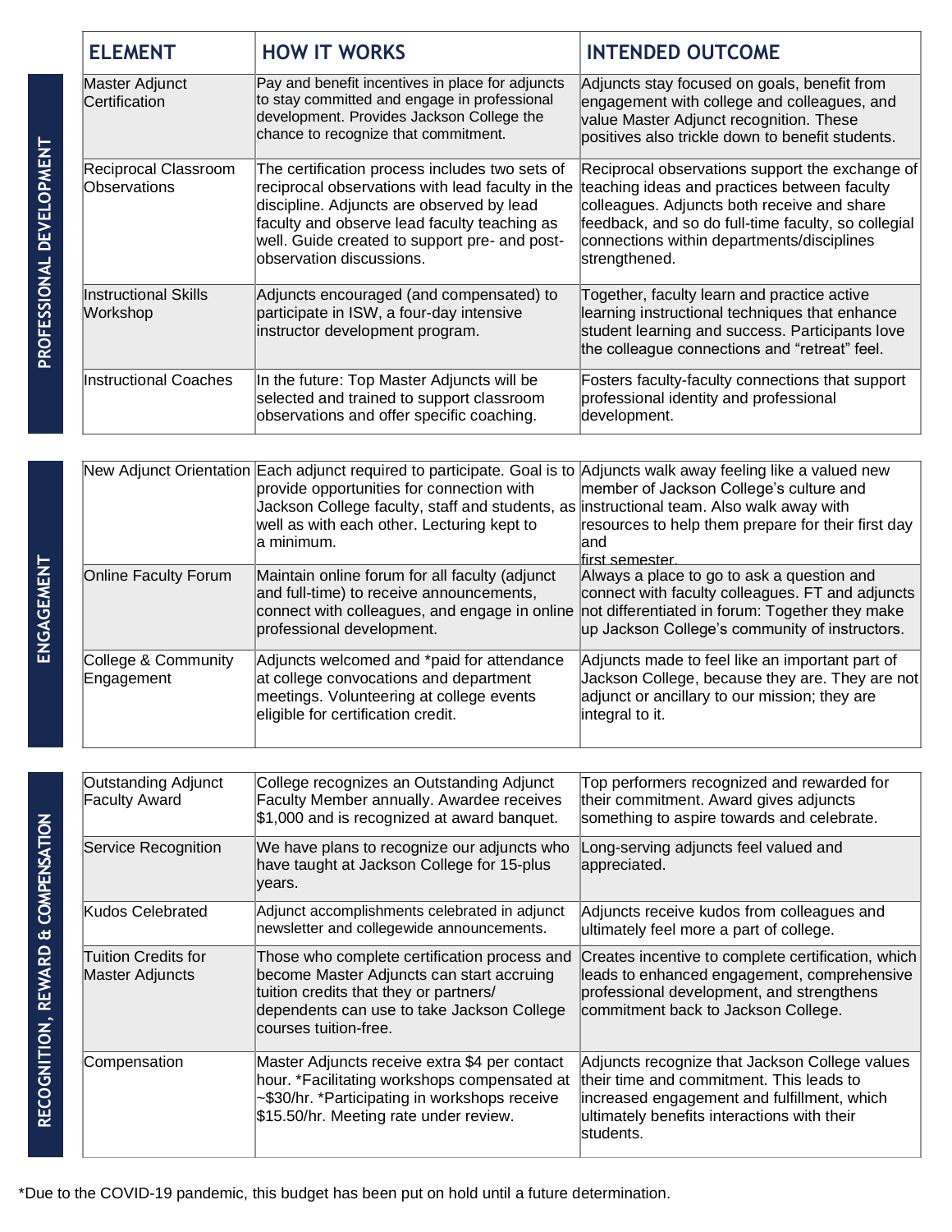| Section | ELEMENT | HOW IT WORKS | INTENDED OUTCOME |
|---|---|---|---|
| PROFESSIONAL DEVELOPMENT | Master Adjunct Certification | Pay and benefit incentives in place for adjuncts to stay committed and engage in professional development. Provides Jackson College the chance to recognize that commitment. | Adjuncts stay focused on goals, benefit from engagement with college and colleagues, and value Master Adjunct recognition. These positives also trickle down to benefit students. |
| | Reciprocal Classroom Observations | The certification process includes two sets of reciprocal observations with lead faculty in the discipline. Adjuncts are observed by lead faculty and observe lead faculty teaching as well. Guide created to support pre- and post-observation discussions. | Reciprocal observations support the exchange of teaching ideas and practices between faculty colleagues. Adjuncts both receive and share feedback, and so do full-time faculty, so collegial connections within departments/disciplines strengthened. |
| | Instructional Skills Workshop | Adjuncts encouraged (and compensated) to participate in ISW, a four-day intensive instructor development program. | Together, faculty learn and practice active learning instructional techniques that enhance student learning and success. Participants love the colleague connections and "retreat" feel. |
| | Instructional Coaches | In the future: Top Master Adjuncts will be selected and trained to support classroom observations and offer specific coaching. | Fosters faculty-faculty connections that support professional identity and professional development. |
| ENGAGEMENT | New Adjunct Orientation | Each adjunct required to participate. Goal is to provide opportunities for connection with Jackson College faculty, staff and students, as well as with each other. Lecturing kept to a minimum. | Adjuncts walk away feeling like a valued new member of Jackson College's culture and instructional team. Also walk away with resources to help them prepare for their first day and first semester. |
| | Online Faculty Forum | Maintain online forum for all faculty (adjunct and full-time) to receive announcements, connect with colleagues, and engage in online professional development. | Always a place to go to ask a question and connect with faculty colleagues. FT and adjuncts not differentiated in forum: Together they make up Jackson College's community of instructors. |
| | College & Community Engagement | Adjuncts welcomed and *paid for attendance at college convocations and department meetings. Volunteering at college events eligible for certification credit. | Adjuncts made to feel like an important part of Jackson College, because they are. They are not adjunct or ancillary to our mission; they are integral to it. |
| RECOGNITION, REWARD & COMPENSATION | Outstanding Adjunct Faculty Award | College recognizes an Outstanding Adjunct Faculty Member annually. Awardee receives $1,000 and is recognized at award banquet. | Top performers recognized and rewarded for their commitment. Award gives adjuncts something to aspire towards and celebrate. |
| | Service Recognition | We have plans to recognize our adjuncts who have taught at Jackson College for 15-plus years. | Long-serving adjuncts feel valued and appreciated. |
| | Kudos Celebrated | Adjunct accomplishments celebrated in adjunct newsletter and collegewide announcements. | Adjuncts receive kudos from colleagues and ultimately feel more a part of college. |
| | Tuition Credits for Master Adjuncts | Those who complete certification process and become Master Adjuncts can start accruing tuition credits that they or partners/ dependents can use to take Jackson College courses tuition-free. | Creates incentive to complete certification, which leads to enhanced engagement, comprehensive professional development, and strengthens commitment back to Jackson College. |
| | Compensation | Master Adjuncts receive extra $4 per contact hour. *Facilitating workshops compensated at ~$30/hr. *Participating in workshops receive $15.50/hr. Meeting rate under review. | Adjuncts recognize that Jackson College values their time and commitment. This leads to increased engagement and fulfillment, which ultimately benefits interactions with their students. |

*Due to the COVID-19 pandemic, this budget has been put on hold until a future determination.